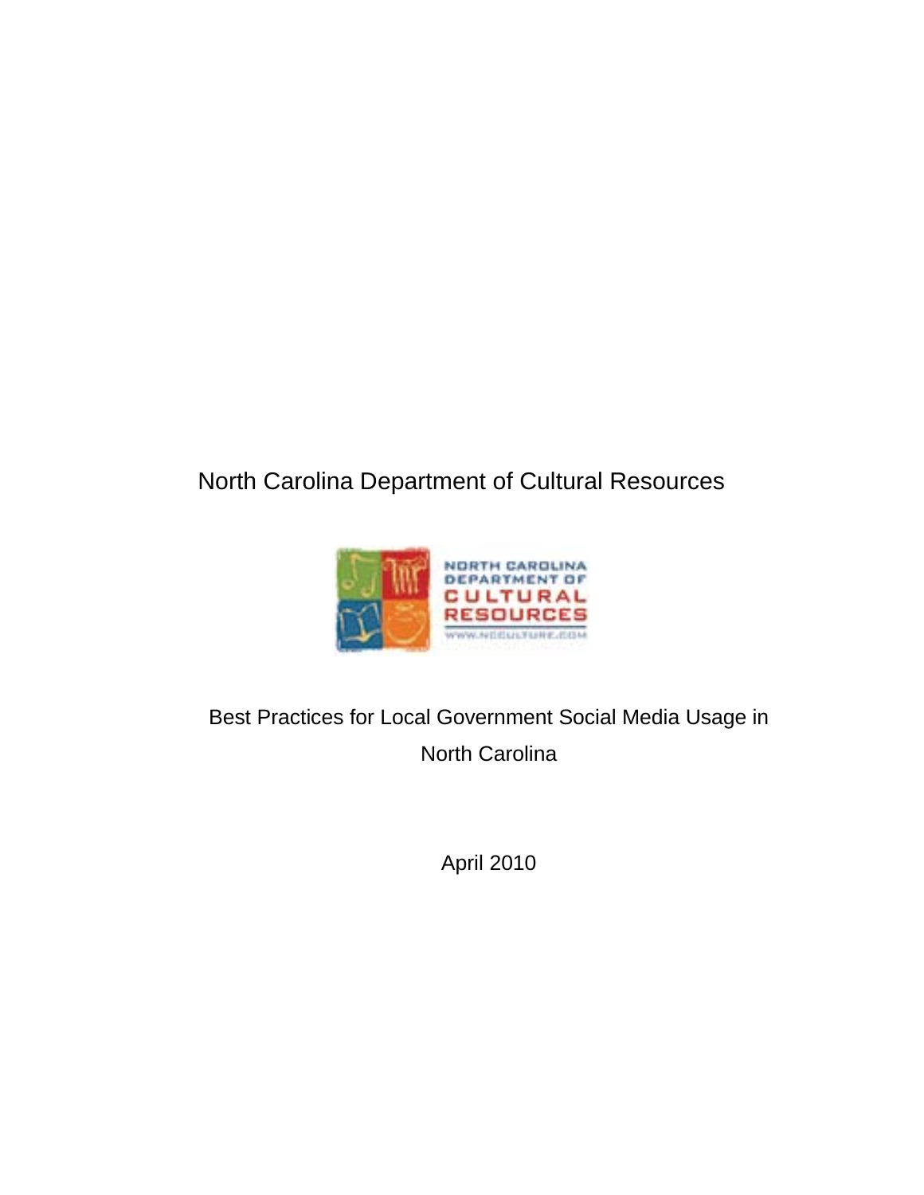North Carolina Department of Cultural Resources

# Best Practices for Local Government Social Media Usage in North Carolina

April 2010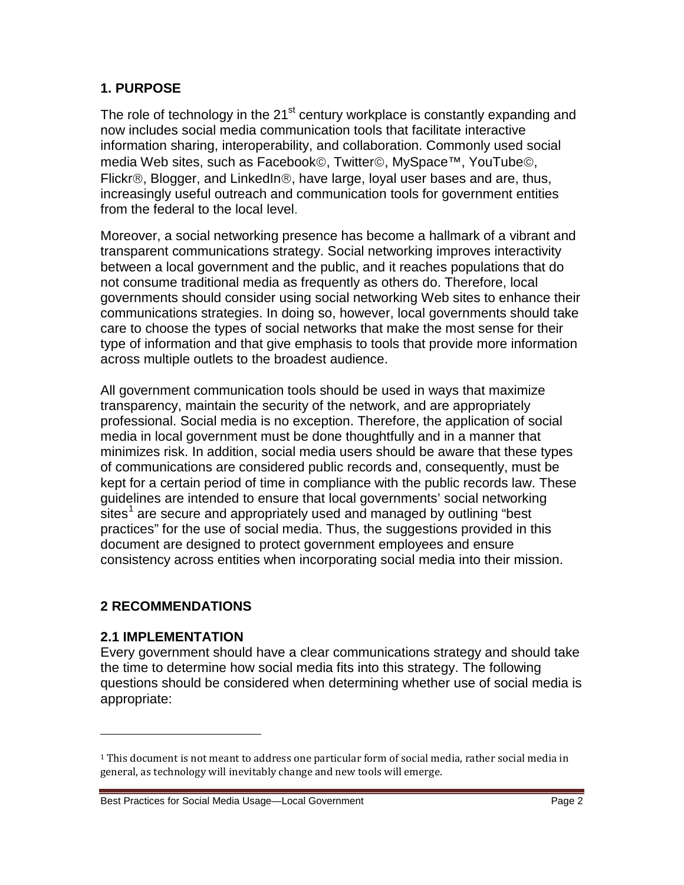## 1. PURPOSE

The role of technology in the 21st century workplace is constantly expanding and now includes social media communication tools that facilitate interactive information sharing, interoperability, and collaboration. Commonly used social media Web sites, such as Facebook©, Twitter©, MySpace™, YouTube©, Flickr®, Blogger, and LinkedIn®, have large, loyal user bases and are, thus, increasingly useful outreach and communication tools for government entities from the federal to the local level.

Moreover, a social networking presence has become a hallmark of a vibrant and transparent communications strategy. Social networking improves interactivity between a local government and the public, and it reaches populations that do not consume traditional media as frequently as others do. Therefore, local governments should consider using social networking Web sites to enhance their communications strategies. In doing so, however, local governments should take care to choose the types of social networks that make the most sense for their type of information and that give emphasis to tools that provide more information across multiple outlets to the broadest audience.

All government communication tools should be used in ways that maximize transparency, maintain the security of the network, and are appropriately professional. Social media is no exception. Therefore, the application of social media in local government must be done thoughtfully and in a manner that minimizes risk. In addition, social media users should be aware that these types of communications are considered public records and, consequently, must be kept for a certain period of time in compliance with the public records law. These guidelines are intended to ensure that local governments' social networking sites[1] are secure and appropriately used and managed by outlining "best practices" for the use of social media. Thus, the suggestions provided in this document are designed to protect government employees and ensure consistency across entities when incorporating social media into their mission.

## 2 RECOMMENDATIONS

### 2.1 IMPLEMENTATION

Every government should have a clear communications strategy and should take the time to determine how social media fits into this strategy. The following questions should be considered when determining whether use of social media is appropriate:

[1] This document is not meant to address one particular form of social media, rather social media in general, as technology will inevitably change and new tools will emerge.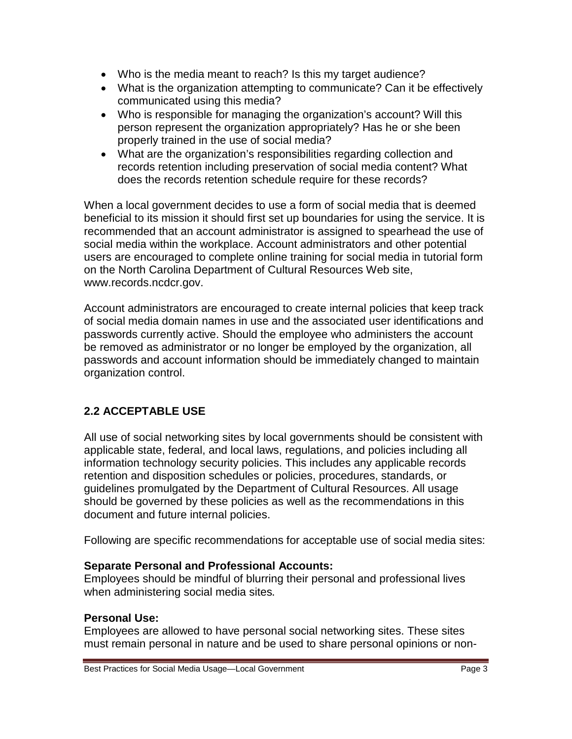- Who is the media meant to reach? Is this my target audience?
- What is the organization attempting to communicate? Can it be effectively communicated using this media?
- Who is responsible for managing the organization's account? Will this person represent the organization appropriately? Has he or she been properly trained in the use of social media?
- What are the organization's responsibilities regarding collection and records retention including preservation of social media content? What does the records retention schedule require for these records?

When a local government decides to use a form of social media that is deemed beneficial to its mission it should first set up boundaries for using the service. It is recommended that an account administrator is assigned to spearhead the use of social media within the workplace. Account administrators and other potential users are encouraged to complete online training for social media in tutorial form on the North Carolina Department of Cultural Resources Web site, www.records.ncdcr.gov.

Account administrators are encouraged to create internal policies that keep track of social media domain names in use and the associated user identifications and passwords currently active. Should the employee who administers the account be removed as administrator or no longer be employed by the organization, all passwords and account information should be immediately changed to maintain organization control.

## 2.2 ACCEPTABLE USE

All use of social networking sites by local governments should be consistent with applicable state, federal, and local laws, regulations, and policies including all information technology security policies. This includes any applicable records retention and disposition schedules or policies, procedures, standards, or guidelines promulgated by the Department of Cultural Resources. All usage should be governed by these policies as well as the recommendations in this document and future internal policies.

Following are specific recommendations for acceptable use of social media sites:

**Separate Personal and Professional Accounts:**
Employees should be mindful of blurring their personal and professional lives when administering social media sites.

**Personal Use:**
Employees are allowed to have personal social networking sites. These sites must remain personal in nature and be used to share personal opinions or non-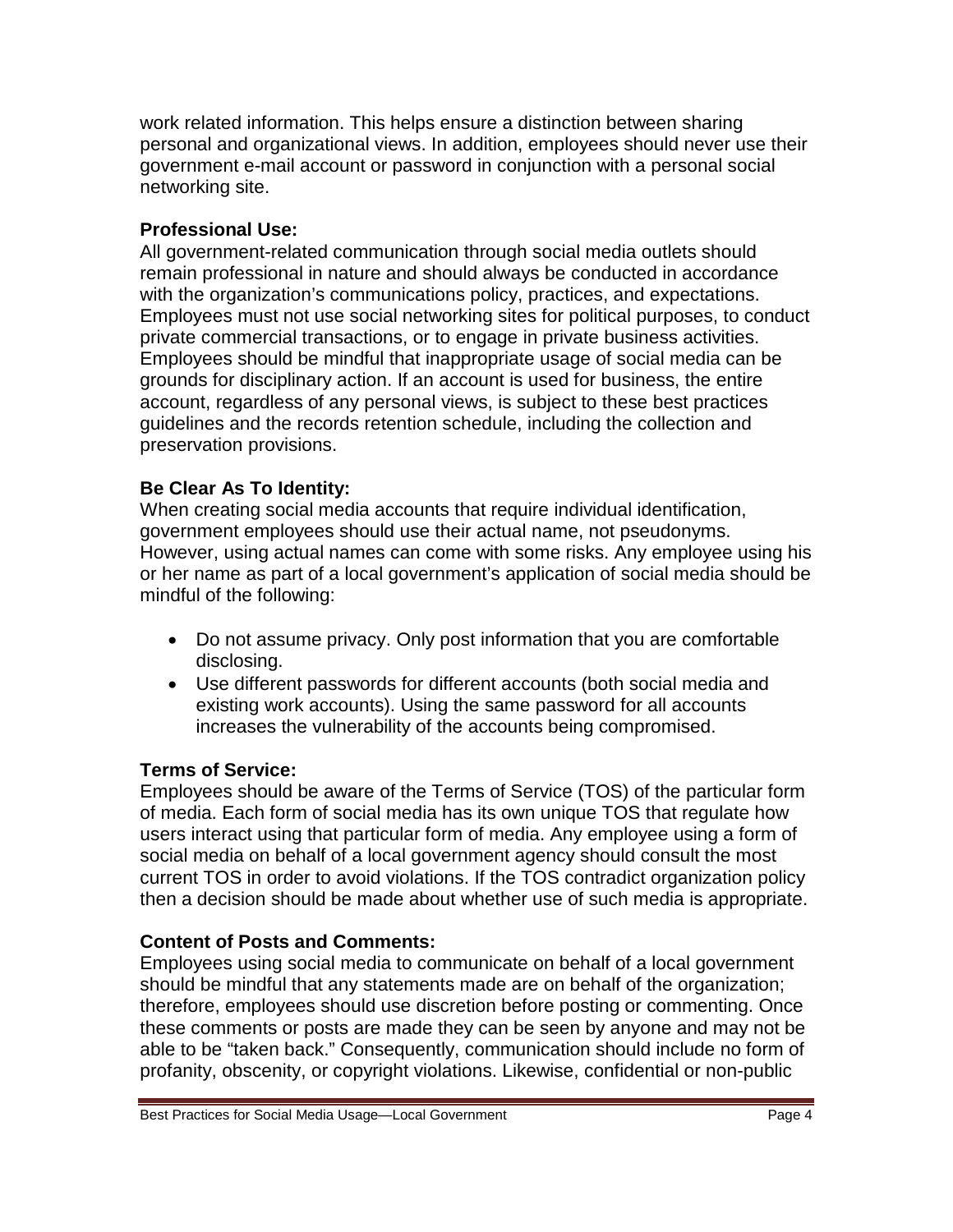work related information. This helps ensure a distinction between sharing personal and organizational views. In addition, employees should never use their government e-mail account or password in conjunction with a personal social networking site.

**Professional Use:**

All government-related communication through social media outlets should remain professional in nature and should always be conducted in accordance with the organization's communications policy, practices, and expectations. Employees must not use social networking sites for political purposes, to conduct private commercial transactions, or to engage in private business activities. Employees should be mindful that inappropriate usage of social media can be grounds for disciplinary action. If an account is used for business, the entire account, regardless of any personal views, is subject to these best practices guidelines and the records retention schedule, including the collection and preservation provisions.

**Be Clear As To Identity:**

When creating social media accounts that require individual identification, government employees should use their actual name, not pseudonyms. However, using actual names can come with some risks. Any employee using his or her name as part of a local government's application of social media should be mindful of the following:

- Do not assume privacy. Only post information that you are comfortable disclosing.
- Use different passwords for different accounts (both social media and existing work accounts). Using the same password for all accounts increases the vulnerability of the accounts being compromised.

**Terms of Service:**

Employees should be aware of the Terms of Service (TOS) of the particular form of media. Each form of social media has its own unique TOS that regulate how users interact using that particular form of media. Any employee using a form of social media on behalf of a local government agency should consult the most current TOS in order to avoid violations. If the TOS contradict organization policy then a decision should be made about whether use of such media is appropriate.

**Content of Posts and Comments:**

Employees using social media to communicate on behalf of a local government should be mindful that any statements made are on behalf of the organization; therefore, employees should use discretion before posting or commenting. Once these comments or posts are made they can be seen by anyone and may not be able to be "taken back." Consequently, communication should include no form of profanity, obscenity, or copyright violations. Likewise, confidential or non-public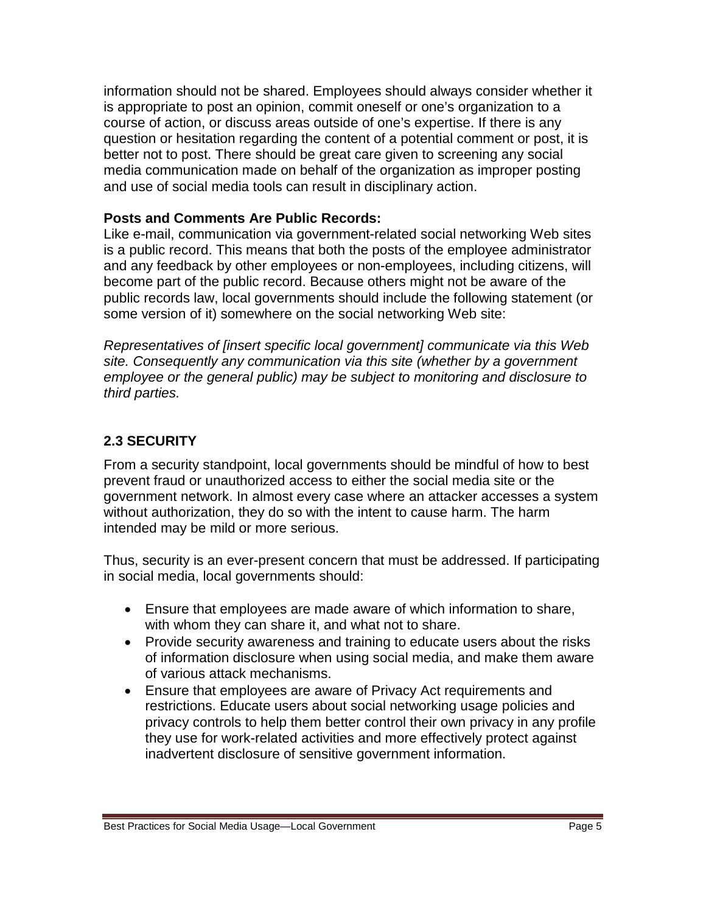information should not be shared. Employees should always consider whether it is appropriate to post an opinion, commit oneself or one's organization to a course of action, or discuss areas outside of one's expertise. If there is any question or hesitation regarding the content of a potential comment or post, it is better not to post. There should be great care given to screening any social media communication made on behalf of the organization as improper posting and use of social media tools can result in disciplinary action.

**Posts and Comments Are Public Records:**

Like e-mail, communication via government-related social networking Web sites is a public record. This means that both the posts of the employee administrator and any feedback by other employees or non-employees, including citizens, will become part of the public record. Because others might not be aware of the public records law, local governments should include the following statement (or some version of it) somewhere on the social networking Web site:

*Representatives of [insert specific local government] communicate via this Web site. Consequently any communication via this site (whether by a government employee or the general public) may be subject to monitoring and disclosure to third parties.*

## 2.3 SECURITY

From a security standpoint, local governments should be mindful of how to best prevent fraud or unauthorized access to either the social media site or the government network. In almost every case where an attacker accesses a system without authorization, they do so with the intent to cause harm. The harm intended may be mild or more serious.

Thus, security is an ever-present concern that must be addressed. If participating in social media, local governments should:

- Ensure that employees are made aware of which information to share, with whom they can share it, and what not to share.
- Provide security awareness and training to educate users about the risks of information disclosure when using social media, and make them aware of various attack mechanisms.
- Ensure that employees are aware of Privacy Act requirements and restrictions. Educate users about social networking usage policies and privacy controls to help them better control their own privacy in any profile they use for work-related activities and more effectively protect against inadvertent disclosure of sensitive government information.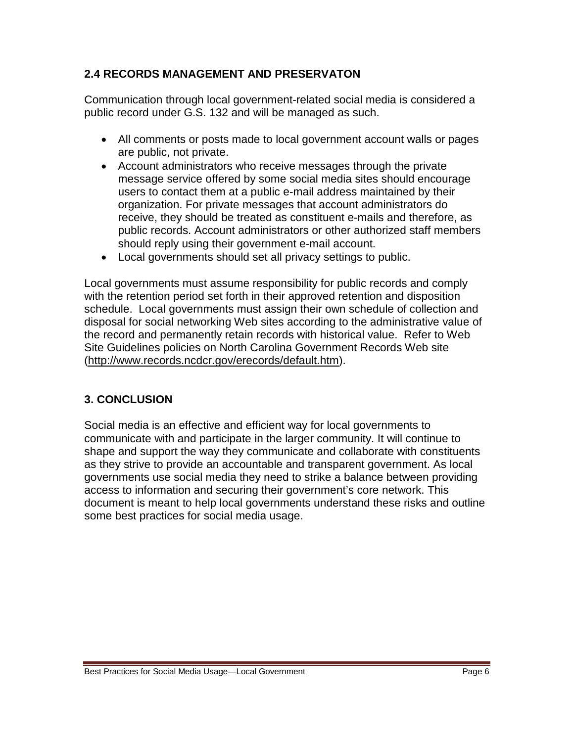## 2.4 RECORDS MANAGEMENT AND PRESERVATON

Communication through local government-related social media is considered a public record under G.S. 132 and will be managed as such.

- All comments or posts made to local government account walls or pages are public, not private.
- Account administrators who receive messages through the private message service offered by some social media sites should encourage users to contact them at a public e-mail address maintained by their organization. For private messages that account administrators do receive, they should be treated as constituent e-mails and therefore, as public records. Account administrators or other authorized staff members should reply using their government e-mail account.
- Local governments should set all privacy settings to public.

Local governments must assume responsibility for public records and comply with the retention period set forth in their approved retention and disposition schedule. Local governments must assign their own schedule of collection and disposal for social networking Web sites according to the administrative value of the record and permanently retain records with historical value. Refer to Web Site Guidelines policies on North Carolina Government Records Web site (http://www.records.ncdcr.gov/erecords/default.htm).

## 3. CONCLUSION

Social media is an effective and efficient way for local governments to communicate with and participate in the larger community. It will continue to shape and support the way they communicate and collaborate with constituents as they strive to provide an accountable and transparent government. As local governments use social media they need to strike a balance between providing access to information and securing their government's core network. This document is meant to help local governments understand these risks and outline some best practices for social media usage.